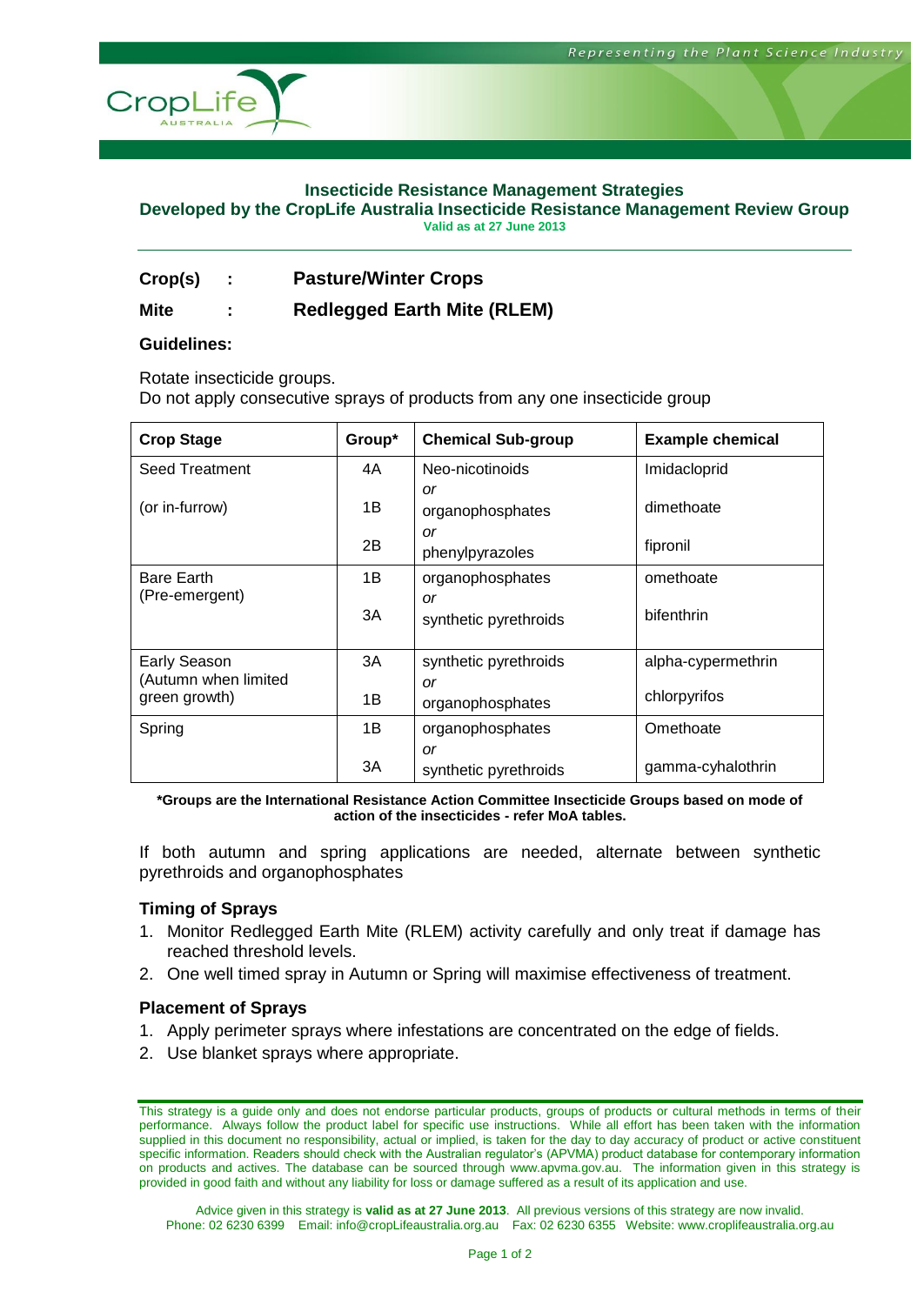# Insecticide Resistance Management Strategies

## Developed by the CropLife Australia Insecticide Resistance Management Review Group

**Valid as at 27 June 2013**

---

**Crop(s) : Pasture/Winter Crops**

**Mite : Redlegged Earth Mite (RLEM)**

### Guidelines:

Rotate insecticide groups.
Do not apply consecutive sprays of products from any one insecticide group

| Crop Stage | Group* | Chemical Sub-group | Example chemical |
|---|---|---|---|
| Seed Treatment (or in-furrow) | 4A | Neo-nicotinoids *or* | Imidacloprid |
| | 1B | organophosphates *or* | dimethoate |
| | 2B | phenylpyrazoles | fipronil |
| Bare Earth (Pre-emergent) | 1B | organophosphates *or* | omethoate |
| | 3A | synthetic pyrethroids | bifenthrin |
| Early Season (Autumn when limited green growth) | 3A | synthetic pyrethroids *or* | alpha-cypermethrin |
| | 1B | organophosphates | chlorpyrifos |
| Spring | 1B | organophosphates *or* | Omethoate |
| | 3A | synthetic pyrethroids | gamma-cyhalothrin |

**\*Groups are the International Resistance Action Committee Insecticide Groups based on mode of action of the insecticides - refer MoA tables.**

If both autumn and spring applications are needed, alternate between synthetic pyrethroids and organophosphates

### Timing of Sprays

1. Monitor Redlegged Earth Mite (RLEM) activity carefully and only treat if damage has reached threshold levels.
2. One well timed spray in Autumn or Spring will maximise effectiveness of treatment.

### Placement of Sprays

1. Apply perimeter sprays where infestations are concentrated on the edge of fields.
2. Use blanket sprays where appropriate.

---

This strategy is a guide only and does not endorse particular products, groups of products or cultural methods in terms of their performance. Always follow the product label for specific use instructions. While all effort has been taken with the information supplied in this document no responsibility, actual or implied, is taken for the day to day accuracy of product or active constituent specific information. Readers should check with the Australian regulator's (APVMA) product database for contemporary information on products and actives. The database can be sourced through www.apvma.gov.au. The information given in this strategy is provided in good faith and without any liability for loss or damage suffered as a result of its application and use.

Advice given in this strategy is **valid as at 27 June 2013**. All previous versions of this strategy are now invalid.
Phone: 02 6230 6399 Email: info@cropLifeaustralia.org.au Fax: 02 6230 6355 Website: www.croplifeaustralia.org.au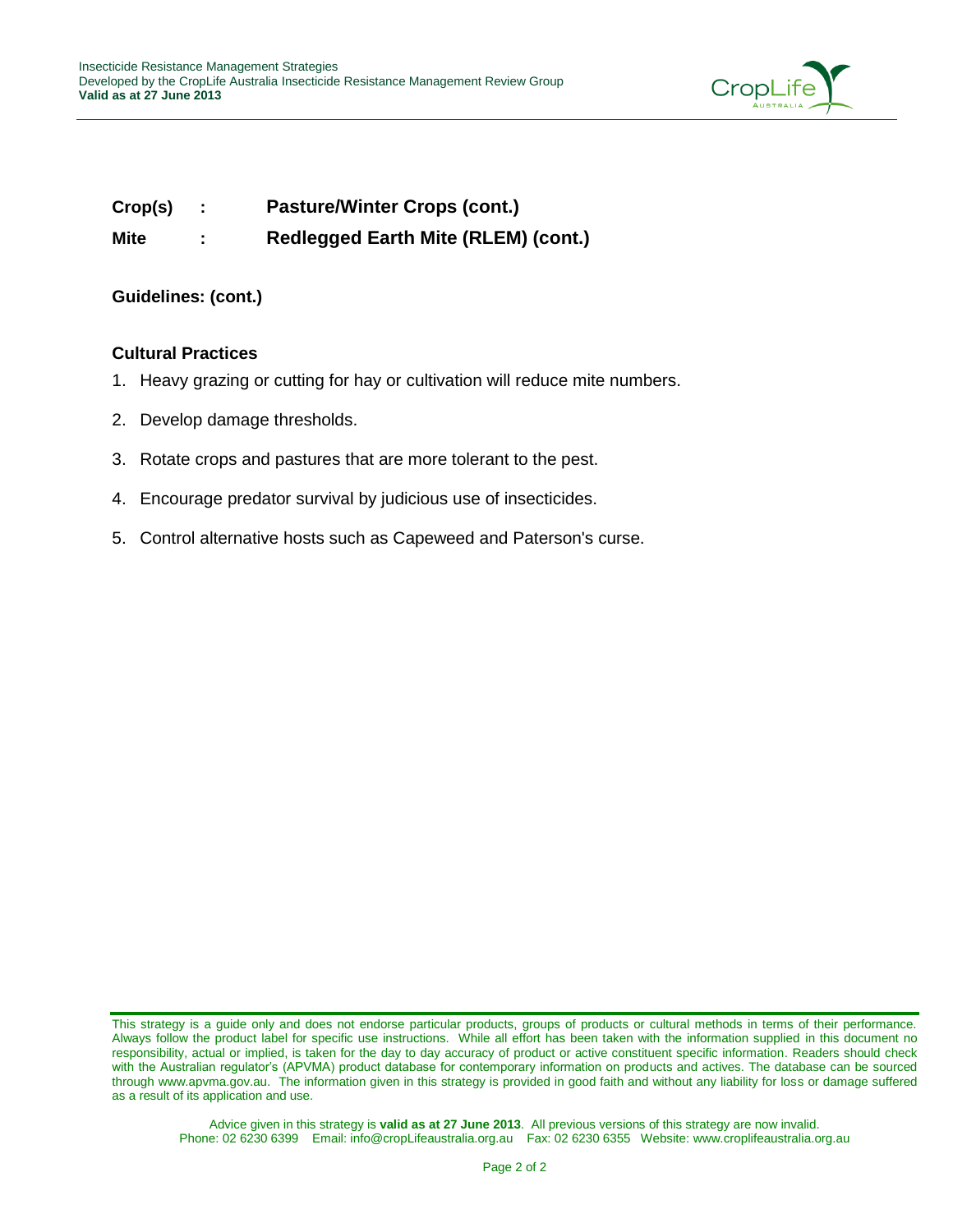**Crop(s) : Pasture/Winter Crops (cont.)**

**Mite : Redlegged Earth Mite (RLEM) (cont.)**

**Guidelines: (cont.)**

**Cultural Practices**

1. Heavy grazing or cutting for hay or cultivation will reduce mite numbers.
2. Develop damage thresholds.
3. Rotate crops and pastures that are more tolerant to the pest.
4. Encourage predator survival by judicious use of insecticides.
5. Control alternative hosts such as Capeweed and Paterson's curse.

This strategy is a guide only and does not endorse particular products, groups of products or cultural methods in terms of their performance. Always follow the product label for specific use instructions. While all effort has been taken with the information supplied in this document no responsibility, actual or implied, is taken for the day to day accuracy of product or active constituent specific information. Readers should check with the Australian regulator's (APVMA) product database for contemporary information on products and actives. The database can be sourced through www.apvma.gov.au. The information given in this strategy is provided in good faith and without any liability for loss or damage suffered as a result of its application and use.

Advice given in this strategy is **valid as at 27 June 2013**. All previous versions of this strategy are now invalid.
Phone: 02 6230 6399 Email: info@cropLifeaustralia.org.au Fax: 02 6230 6355 Website: www.croplifeaustralia.org.au